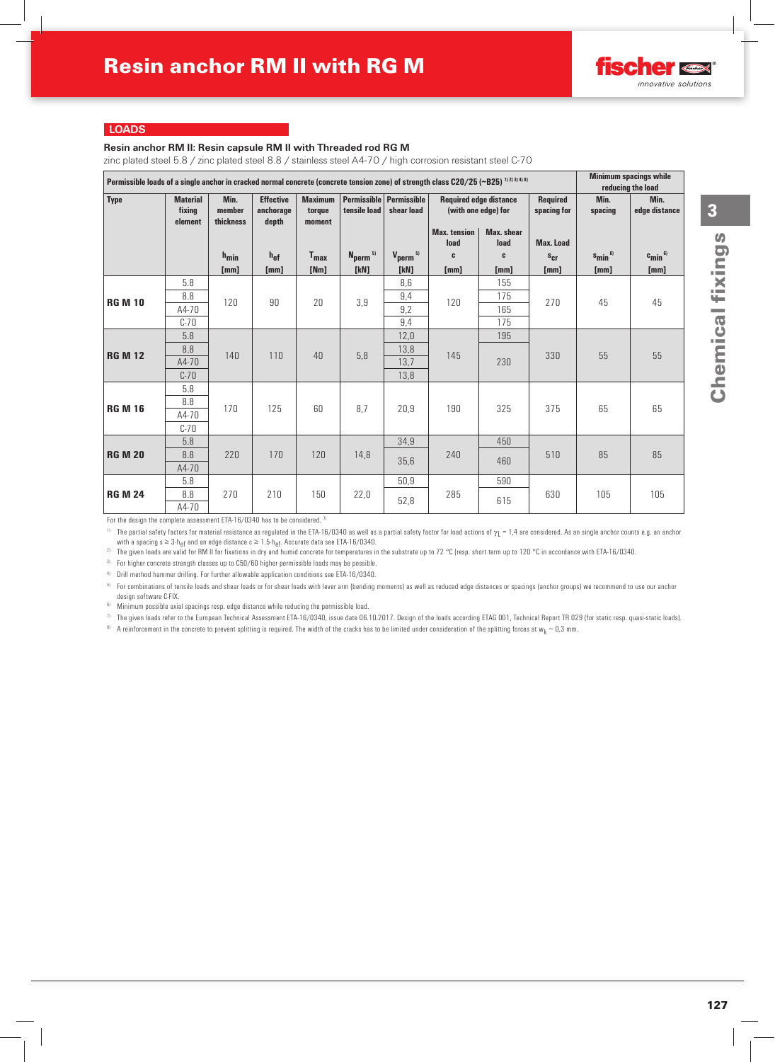# Resin anchor RM II with RG M

## LOADS

### Resin anchor RM II: Resin capsule RM II with Threaded rod RG M

zinc plated steel 5.8 / zinc plated steel 8.8 / stainless steel A4-70 / high corrosion resistant steel C-70

| Permissible loads of a single anchor in cracked normal concrete (concrete tension zone) of strength class C20/25 (~B25) [1) 2) 3) 4) 8)] | | | | | | | | | | Minimum spacings while reducing the load | |
|---|---|---|---|---|---|---|---|---|---|---|---|
| Type | Material fixing element | Min. member thickness | Effective anchorage depth | Maximum torque moment | Permissible tensile load | Permissible shear load | Required edge distance (with one edge) for | | Required spacing for | Min. spacing | Min. edge distance |
| | | | | | | | Max. tension load | Max. shear load | Max. Load | | |
| | | $h_{min}$ | $h_{ef}$ | $T_{max}$ | $N_{perm}$ [5)] | $V_{perm}$ [5)] | c | c | $s_{cr}$ | $s_{min}$ [6)] | $c_{min}$ [6)] |
| | | [mm] | [mm] | [Nm] | [kN] | [kN] | [mm] | [mm] | [mm] | [mm] | [mm] |
| RG M 10 | 5.8 | 120 | 90 | 20 | 3,9 | 8,6 | 120 | 155 | 270 | 45 | 45 |
| | 8.8 | | | | | 9,4 | | 175 | | | |
| | A4-70 | | | | | 9,2 | | 165 | | | |
| | C-70 | | | | | 9,4 | | 175 | | | |
| RG M 12 | 5.8 | 140 | 110 | 40 | 5,8 | 12,0 | 145 | 195 | 330 | 55 | 55 |
| | 8.8 | | | | | 13,8 | | 230 | | | |
| | A4-70 | | | | | 13,7 | | | | | |
| | C-70 | | | | | 13,8 | | | | | |
| RG M 16 | 5.8 | 170 | 125 | 60 | 8,7 | 20,9 | 190 | 325 | 375 | 65 | 65 |
| | 8.8 | | | | | | | | | | |
| | A4-70 | | | | | | | | | | |
| | C-70 | | | | | | | | | | |
| RG M 20 | 5.8 | 220 | 170 | 120 | 14,8 | 34,9 | 240 | 450 | 510 | 85 | 85 |
| | 8.8 | | | | | 35,6 | | 460 | | | |
| | A4-70 | | | | | | | | | | |
| RG M 24 | 5.8 | 270 | 210 | 150 | 22,0 | 50,9 | 285 | 590 | 630 | 105 | 105 |
| | 8.8 | | | | | 52,8 | | 615 | | | |
| | A4-70 | | | | | | | | | | |

For the design the complete assessment ETA-16/0340 has to be considered. [7)]

1) The partial safety factors for material resistance as regulated in the ETA-16/0340 as well as a partial safety factor for load actions of $\gamma_L$ = 1,4 are considered. As an single anchor counts e.g. an anchor with a spacing $s \geq 3 \cdot h_{ef}$ and an edge distance $c \geq 1.5 \cdot h_{ef}$. Accurate data see ETA-16/0340.

2) The given loads are valid for RM II for fixations in dry and humid concrete for temperatures in the substrate up to 72 °C (resp. short term up to 120 °C in accordance with ETA-16/0340.

3) For higher concrete strength classes up to C50/60 higher permissible loads may be possible.

4) Drill method hammer drilling. For further allowable application conditions see ETA-16/0340.

5) For combinations of tensile loads and shear loads or for shear loads with lever arm (bending moments) as well as reduced edge distances or spacings (anchor groups) we recommend to use our anchor design software C-FIX.

6) Minimum possible axial spacings resp. edge distance while reducing the permissible load.

7) The given loads refer to the European Technical Assessment ETA-16/0340, issue date 06.10.2017. Design of the loads according ETAG 001, Technical Report TR 029 (for static resp. quasi-static loads).

8) A reinforcement in the concrete to prevent splitting is required. The width of the cracks has to be limited under consideration of the splitting forces at $w_k$ ~ 0,3 mm.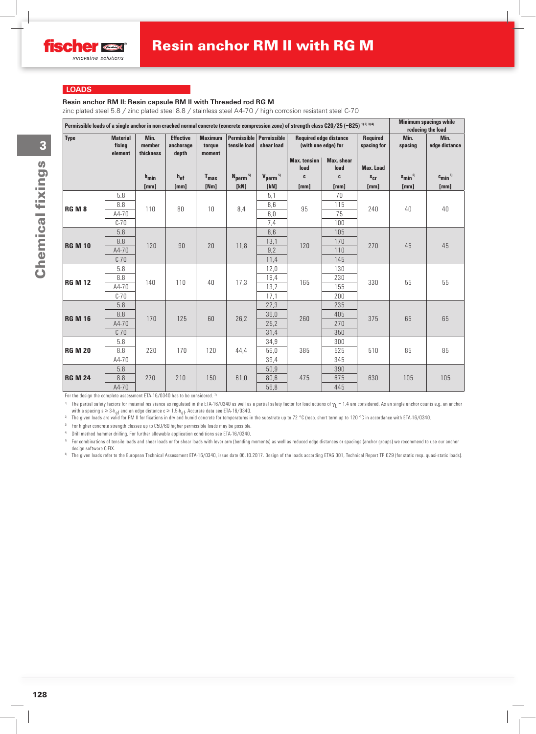# Resin anchor RM II with RG M

## LOADS

### Resin anchor RM II: Resin capsule RM II with Threaded rod RG M

zinc plated steel 5.8 / zinc plated steel 8.8 / stainless steel A4-70 / high corrosion resistant steel C-70

| Permissible loads of a single anchor in non-cracked normal concrete (concrete compression zone) of strength class C20/25 (~B25) [1) 2) 3) 4)] | | | | | | | | | | Minimum spacings while reducing the load | |
|---|---|---|---|---|---|---|---|---|---|---|---|
| Type | Material fixing element | Min. member thickness | Effective anchorage depth | Maximum torque moment | Permissible tensile load | Permissible shear load | Required edge distance (with one edge) for | | Required spacing for | Min. spacing | Min. edge distance |
| | | | | | | | Max. tension load | Max. shear load | Max. Load | | |
| | | $h_{min}$ | $h_{ef}$ | $T_{max}$ | $N_{perm}$ [5)] | $V_{perm}$ [5)] | c | c | $s_{cr}$ | $s_{min}$ [6)] | $c_{min}$ [6)] |
| | | [mm] | [mm] | [Nm] | [kN] | [kN] | [mm] | [mm] | [mm] | [mm] | [mm] |
| RG M 8 | 5.8 | 110 | 80 | 10 | 8,4 | 5,1 | 95 | 70 | 240 | 40 | 40 |
| | 8.8 | | | | | 8,6 | | 115 | | | |
| | A4-70 | | | | | 6,0 | | 75 | | | |
| | C-70 | | | | | 7,4 | | 100 | | | |
| RG M 10 | 5.8 | 120 | 90 | 20 | 11,8 | 8,6 | 120 | 105 | 270 | 45 | 45 |
| | 8.8 | | | | | 13,1 | | 170 | | | |
| | A4-70 | | | | | 9,2 | | 110 | | | |
| | C-70 | | | | | 11,4 | | 145 | | | |
| RG M 12 | 5.8 | 140 | 110 | 40 | 17,3 | 12,0 | 165 | 130 | 330 | 55 | 55 |
| | 8.8 | | | | | 19,4 | | 230 | | | |
| | A4-70 | | | | | 13,7 | | 155 | | | |
| | C-70 | | | | | 17,1 | | 200 | | | |
| RG M 16 | 5.8 | 170 | 125 | 60 | 26,2 | 22,3 | 260 | 235 | 375 | 65 | 65 |
| | 8.8 | | | | | 36,0 | | 405 | | | |
| | A4-70 | | | | | 25,2 | | 270 | | | |
| | C-70 | | | | | 31,4 | | 350 | | | |
| RG M 20 | 5.8 | 220 | 170 | 120 | 44,4 | 34,9 | 385 | 300 | 510 | 85 | 85 |
| | 8.8 | | | | | 56,0 | | 525 | | | |
| | A4-70 | | | | | 39,4 | | 345 | | | |
| RG M 24 | 5.8 | 270 | 210 | 150 | 61,0 | 50,9 | 475 | 390 | 630 | 105 | 105 |
| | 8.8 | | | | | 80,6 | | 675 | | | |
| | A4-70 | | | | | 56,8 | | 445 | | | |

For the design the complete assessment ETA-16/0340 has to be considered. [7)]

[1)] The partial safety factors for material resistance as regulated in the ETA-16/0340 as well as a partial safety factor for load actions of $\gamma_L = 1{,}4$ are considered. As an single anchor counts e.g. an anchor with a spacing $s \geq 3 \cdot h_{ef}$ and an edge distance $c \geq 1.5 \cdot h_{ef}$. Accurate data see ETA-16/0340.

[2)] The given loads are valid for RM II for fixations in dry and humid concrete for temperatures in the substrate up to 72 °C (resp. short term up to 120 °C in accordance with ETA-16/0340.

[3)] For higher concrete strength classes up to C50/60 higher permissible loads may be possible.

[4)] Drill method hammer drilling. For further allowable application conditions see ETA-16/0340.

[5)] For combinations of tensile loads and shear loads or for shear loads with lever arm (bending moments) as well as reduced edge distances or spacings (anchor groups) we recommend to use our anchor design software C-FIX.

[6)] The given loads refer to the European Technical Assessment ETA-16/0340, issue date 06.10.2017. Design of the loads according ETAG 001, Technical Report TR 029 (for static resp. quasi-static loads).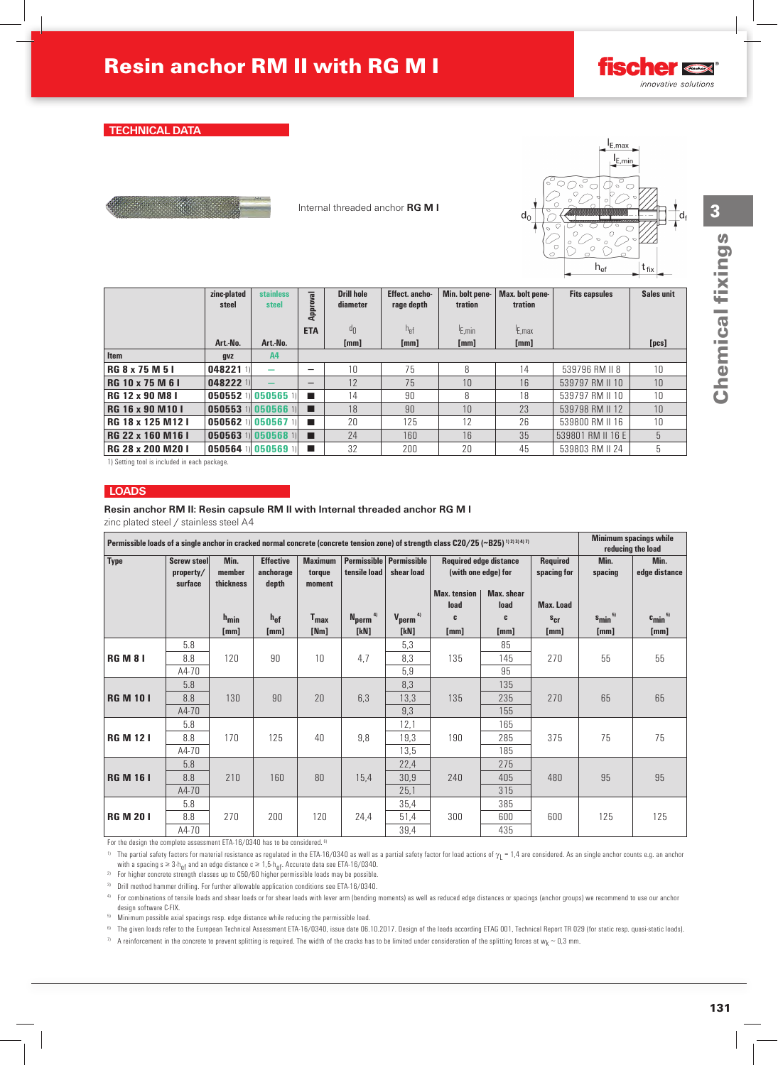# Resin anchor RM II with RG M I

fischer innovative solutions

## TECHNICAL DATA

Internal threaded anchor **RG M I**

| Item | zinc-plated steel Art.-No. gvz | stainless steel Art.-No. A4 | Approval ETA | Drill hole diameter $d_0$ [mm] | Effect. anchorage depth $h_{ef}$ [mm] | Min. bolt penetration $l_{E,min}$ [mm] | Max. bolt penetration $l_{E,max}$ [mm] | Fits capsules | Sales unit [pcs] |
|---|---|---|---|---|---|---|---|---|---|
| RG 8 x 75 M 5 I | 048221 1) | – | – | 10 | 75 | 8 | 14 | 539796 RM II 8 | 10 |
| RG 10 x 75 M 6 I | 048222 1) | – | – | 12 | 75 | 10 | 16 | 539797 RM II 10 | 10 |
| RG 12 x 90 M8 I | 050552 1) | 050565 1) | ■ | 14 | 90 | 8 | 18 | 539797 RM II 10 | 10 |
| RG 16 x 90 M10 I | 050553 1) | 050566 1) | ■ | 18 | 90 | 10 | 23 | 539798 RM II 12 | 10 |
| RG 18 x 125 M12 I | 050562 1) | 050567 1) | ■ | 20 | 125 | 12 | 26 | 539800 RM II 16 | 10 |
| RG 22 x 160 M16 I | 050563 1) | 050568 1) | ■ | 24 | 160 | 16 | 35 | 539801 RM II 16 E | 5 |
| RG 28 x 200 M20 I | 050564 1) | 050569 1) | ■ | 32 | 200 | 20 | 45 | 539803 RM II 24 | 5 |

1) Setting tool is included in each package.

## LOADS

**Resin anchor RM II: Resin capsule RM II with Internal threaded anchor RG M I**

zinc plated steel / stainless steel A4

Permissible loads of a single anchor in cracked normal concrete (concrete tension zone) of strength class C20/25 (~B25) [1) 2) 3) 4) 7)]; Minimum spacings while reducing the load

| Type | Screw steel property/ surface | Min. member thickness $h_{min}$ [mm] | Effective anchorage depth $h_{ef}$ [mm] | Maximum torque moment $T_{max}$ [Nm] | Permissible tensile load $N_{perm}$ [4)] [kN] | Permissible shear load $V_{perm}$ [4)] [kN] | Required edge distance (with one edge) for Max. tension load $c$ [mm] | Required edge distance (with one edge) for Max. shear load $c$ [mm] | Required spacing for Max. Load $s_{cr}$ [mm] | Min. spacing $s_{min}$ [5)] [mm] | Min. edge distance $c_{min}$ [5)] [mm] |
|---|---|---|---|---|---|---|---|---|---|---|---|
| **RG M 8 I** | 5.8 | 120 | 90 | 10 | 4,7 | 5,3 | 135 | 85 | 270 | 55 | 55 |
| | 8.8 | | | | | 8,3 | | 145 | | | |
| | A4-70 | | | | | 5,9 | | 95 | | | |
| **RG M 10 I** | 5.8 | 130 | 90 | 20 | 6,3 | 8,3 | 135 | 135 | 270 | 65 | 65 |
| | 8.8 | | | | | 13,3 | | 235 | | | |
| | A4-70 | | | | | 9,3 | | 155 | | | |
| **RG M 12 I** | 5.8 | 170 | 125 | 40 | 9,8 | 12,1 | 190 | 165 | 375 | 75 | 75 |
| | 8.8 | | | | | 19,3 | | 285 | | | |
| | A4-70 | | | | | 13,5 | | 185 | | | |
| **RG M 16 I** | 5.8 | 210 | 160 | 80 | 15,4 | 22,4 | 240 | 275 | 480 | 95 | 95 |
| | 8.8 | | | | | 30,9 | | 405 | | | |
| | A4-70 | | | | | 25,1 | | 315 | | | |
| **RG M 20 I** | 5.8 | 270 | 200 | 120 | 24,4 | 35,4 | 300 | 385 | 600 | 125 | 125 |
| | 8.8 | | | | | 51,4 | | 600 | | | |
| | A4-70 | | | | | 39,4 | | 435 | | | |

For the design the complete assessment ETA-16/0340 has to be considered.[6)]

1) The partial safety factors for material resistance as regulated in the ETA-16/0340 as well as a partial safety factor for load actions of $\gamma_L$ = 1,4 are considered. As an single anchor counts e.g. an anchor with a spacing $s \geq 3 \cdot h_{ef}$ and an edge distance $c \geq 1{,}5 \cdot h_{ef}$. Accurate data see ETA-16/0340.

2) For higher concrete strength classes up to C50/60 higher permissible loads may be possible.

3) Drill method hammer drilling. For further allowable application conditions see ETA-16/0340.

4) For combinations of tensile loads and shear loads or for shear loads with lever arm (bending moments) as well as reduced edge distances or spacings (anchor groups) we recommend to use our anchor design software C-FIX.

5) Minimum possible axial spacings resp. edge distance while reducing the permissible load.

6) The given loads refer to the European Technical Assessment ETA-16/0340, issue date 06.10.2017. Design of the loads according ETAG 001, Technical Report TR 029 (for static resp. quasi-static loads).

7) A reinforcement in the concrete to prevent splitting is required. The width of the cracks has to be limited under consideration of the splitting forces at $w_k \sim 0{,}3$ mm.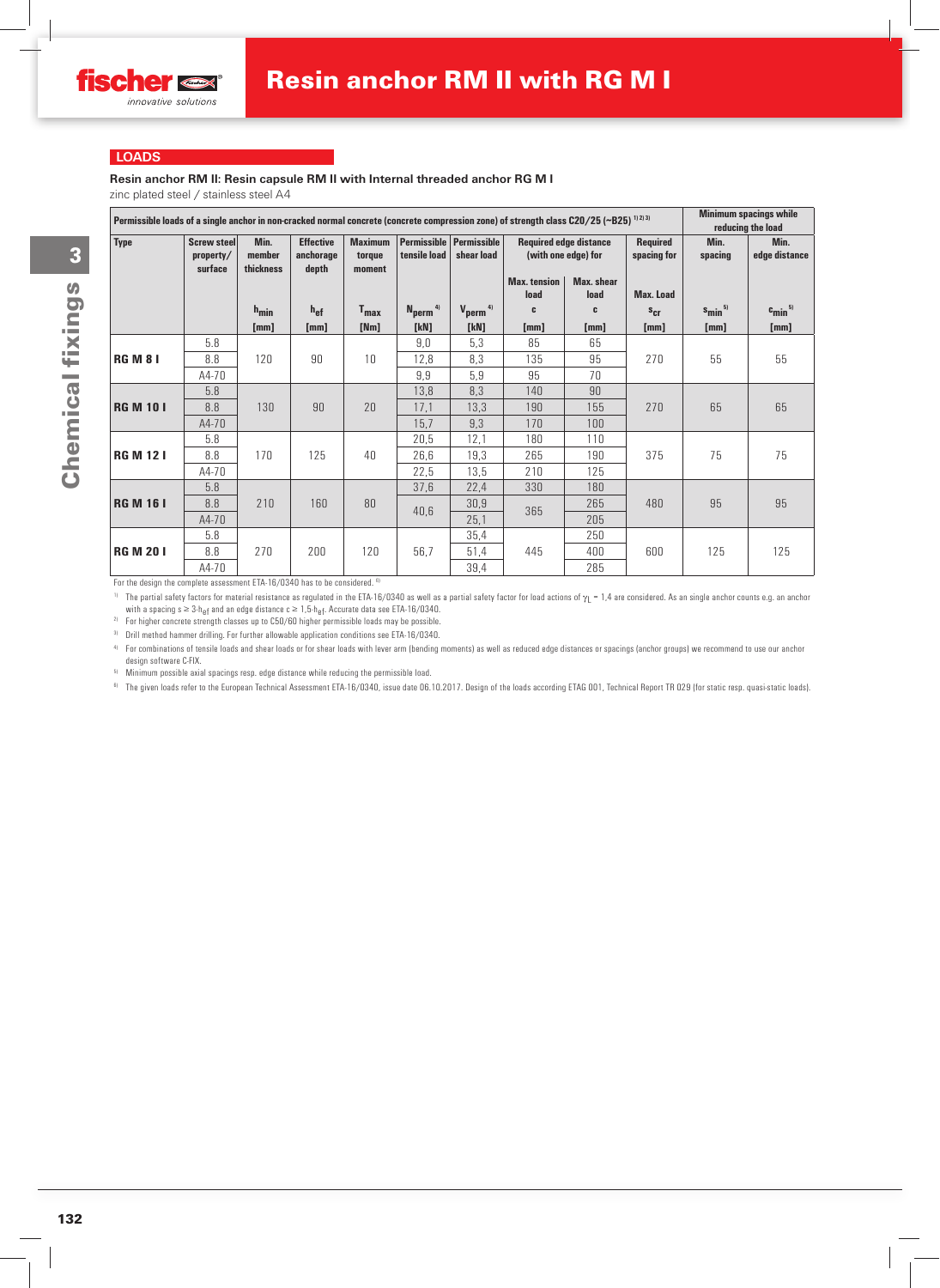# Resin anchor RM II with RG M I

## LOADS

**Resin anchor RM II: Resin capsule RM II with Internal threaded anchor RG M I**

zinc plated steel / stainless steel A4

| Permissible loads of a single anchor in non-cracked normal concrete (concrete compression zone) of strength class C20/25 (~B25) [1) 2) 3)] | | | | | | | | | | Minimum spacings while reducing the load | |
|---|---|---|---|---|---|---|---|---|---|---|---|
| Type | Screw steel property/ surface | Min. member thickness | Effective anchorage depth | Maximum torque moment | Permissible tensile load | Permissible shear load | Required edge distance (with one edge) for | | Required spacing for | Min. spacing | Min. edge distance |
| | | | | | | | Max. tension load | Max. shear load | Max. Load | | |
| | | $h_{min}$ [mm] | $h_{ef}$ [mm] | $T_{max}$ [Nm] | $N_{perm}$ [4)] [kN] | $V_{perm}$ [4)] [kN] | c [mm] | c [mm] | $s_{cr}$ [mm] | $s_{min}$ [5)] [mm] | $c_{min}$ [5)] [mm] |
| **RG M 8 I** | 5.8 | 120 | 90 | 10 | 9,0 | 5,3 | 85 | 65 | 270 | 55 | 55 |
| | 8.8 | | | | 12,8 | 8,3 | 135 | 95 | | | |
| | A4-70 | | | | 9,9 | 5,9 | 95 | 70 | | | |
| **RG M 10 I** | 5.8 | 130 | 90 | 20 | 13,8 | 8,3 | 140 | 90 | 270 | 65 | 65 |
| | 8.8 | | | | 17,1 | 13,3 | 190 | 155 | | | |
| | A4-70 | | | | 15,7 | 9,3 | 170 | 100 | | | |
| **RG M 12 I** | 5.8 | 170 | 125 | 40 | 20,5 | 12,1 | 180 | 110 | 375 | 75 | 75 |
| | 8.8 | | | | 26,6 | 19,3 | 265 | 190 | | | |
| | A4-70 | | | | 22,5 | 13,5 | 210 | 125 | | | |
| **RG M 16 I** | 5.8 | 210 | 160 | 80 | 37,6 | 22,4 | 330 | 180 | 480 | 95 | 95 |
| | 8.8 | | | | 40,6 | 30,9 | 365 | 265 | | | |
| | A4-70 | | | | | 25,1 | | 205 | | | |
| **RG M 20 I** | 5.8 | 270 | 200 | 120 | 56,7 | 35,4 | 445 | 250 | 600 | 125 | 125 |
| | 8.8 | | | | | 51,4 | | 400 | | | |
| | A4-70 | | | | | 39,4 | | 285 | | | |

For the design the complete assessment ETA-16/0340 has to be considered. [6)]

1) The partial safety factors for material resistance as regulated in the ETA-16/0340 as well as a partial safety factor for load actions of $\gamma_L = 1{,}4$ are considered. As an single anchor counts e.g. an anchor with a spacing $s \geq 3 \cdot h_{ef}$ and an edge distance $c \geq 1{,}5 \cdot h_{ef}$. Accurate data see ETA-16/0340.

2) For higher concrete strength classes up to C50/60 higher permissible loads may be possible.

3) Drill method hammer drilling. For further allowable application conditions see ETA-16/0340.

4) For combinations of tensile loads and shear loads or for shear loads with lever arm (bending moments) as well as reduced edge distances or spacings (anchor groups) we recommend to use our anchor design software C-FIX.

5) Minimum possible axial spacings resp. edge distance while reducing the permissible load.

6) The given loads refer to the European Technical Assessment ETA-16/0340, issue date 06.10.2017. Design of the loads according ETAG 001, Technical Report TR 029 (for static resp. quasi-static loads).